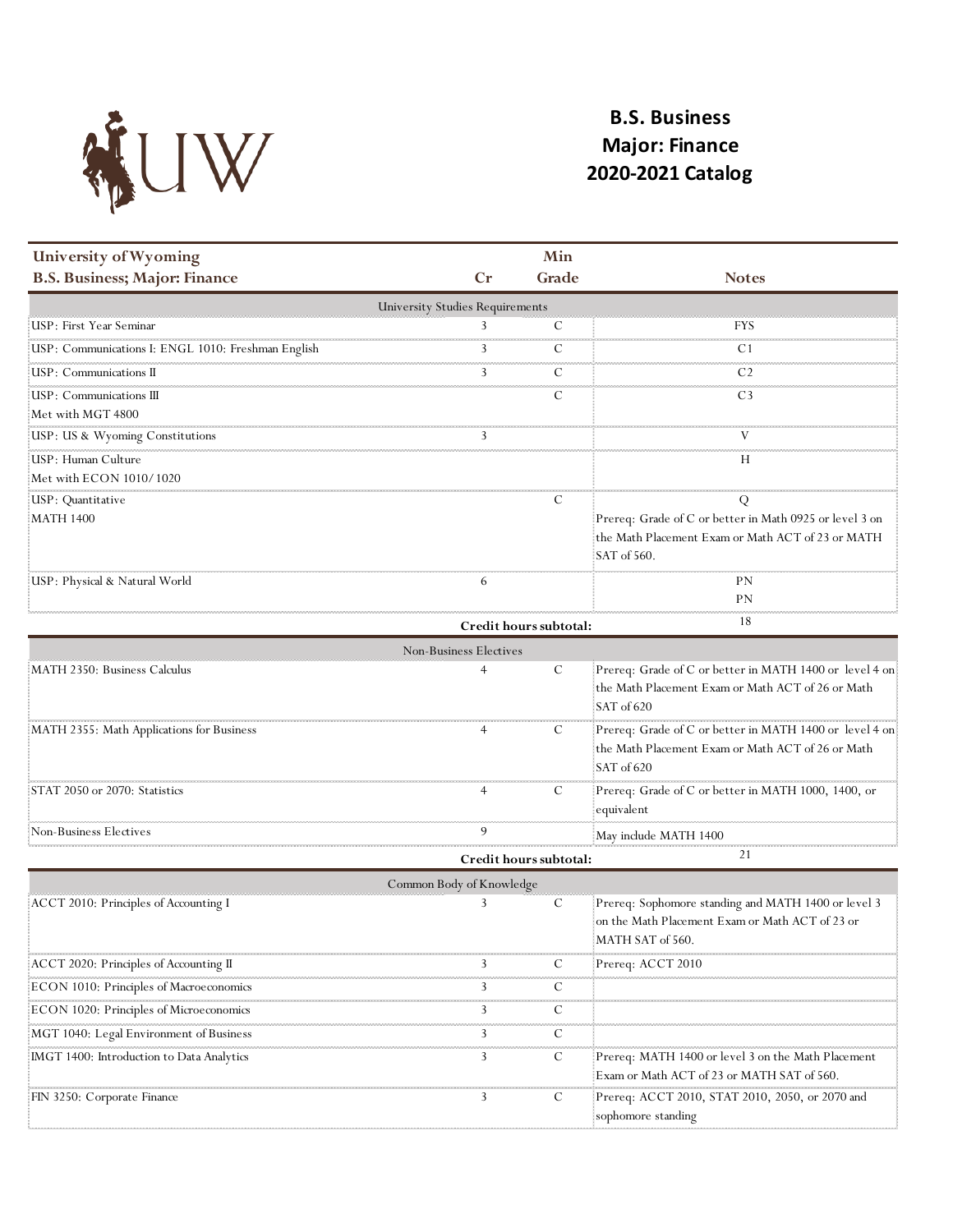# B.S. Business
# Major: Finance
# 2020-2021 Catalog

| University of Wyoming<br>B.S. Business; Major: Finance | Cr | Min Grade | Notes |
|---|---|---|---|
| University Studies Requirements | | | |
| USP: First Year Seminar | 3 | C | FYS |
| USP: Communications I: ENGL 1010: Freshman English | 3 | C | C1 |
| USP: Communications II | 3 | C | C2 |
| USP: Communications III<br>Met with MGT 4800 | | C | C3 |
| USP: US & Wyoming Constitutions | 3 | | V |
| USP: Human Culture<br>Met with ECON 1010/1020 | | | H |
| USP: Quantitative<br>MATH 1400 | | C | Q<br>Prereq: Grade of C or better in Math 0925 or level 3 on the Math Placement Exam or Math ACT of 23 or MATH SAT of 560. |
| USP: Physical & Natural World | 6 | | PN<br>PN |
| | **Credit hours subtotal:** | | 18 |
| Non-Business Electives | | | |
| MATH 2350: Business Calculus | 4 | C | Prereq: Grade of C or better in MATH 1400 or level 4 on the Math Placement Exam or Math ACT of 26 or Math SAT of 620 |
| MATH 2355: Math Applications for Business | 4 | C | Prereq: Grade of C or better in MATH 1400 or level 4 on the Math Placement Exam or Math ACT of 26 or Math SAT of 620 |
| STAT 2050 or 2070: Statistics | 4 | C | Prereq: Grade of C or better in MATH 1000, 1400, or equivalent |
| Non-Business Electives | 9 | | May include MATH 1400 |
| | **Credit hours subtotal:** | | 21 |
| Common Body of Knowledge | | | |
| ACCT 2010: Principles of Accounting I | 3 | C | Prereq: Sophomore standing and MATH 1400 or level 3 on the Math Placement Exam or Math ACT of 23 or MATH SAT of 560. |
| ACCT 2020: Principles of Accounting II | 3 | C | Prereq: ACCT 2010 |
| ECON 1010: Principles of Macroeconomics | 3 | C | |
| ECON 1020: Principles of Microeconomics | 3 | C | |
| MGT 1040: Legal Environment of Business | 3 | C | |
| IMGT 1400: Introduction to Data Analytics | 3 | C | Prereq: MATH 1400 or level 3 on the Math Placement Exam or Math ACT of 23 or MATH SAT of 560. |
| FIN 3250: Corporate Finance | 3 | C | Prereq: ACCT 2010, STAT 2010, 2050, or 2070 and sophomore standing |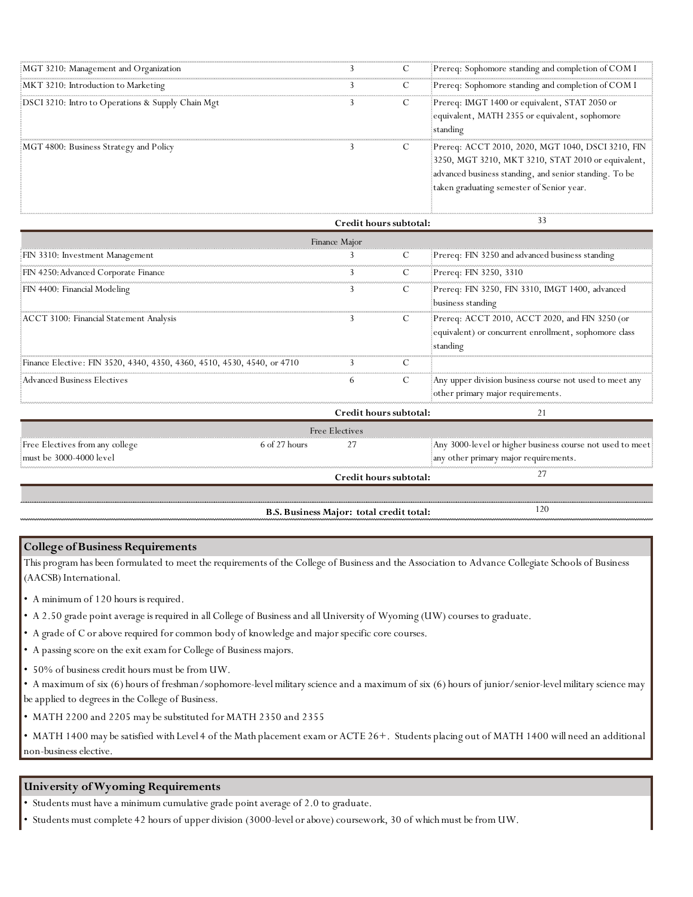| | | | |
|---|---|---|---|
| MGT 3210: Management and Organization | 3 | C | Prereq: Sophomore standing and completion of COM I |
| MKT 3210: Introduction to Marketing | 3 | C | Prereq: Sophomore standing and completion of COM I |
| DSCI 3210: Intro to Operations & Supply Chain Mgt | 3 | C | Prereq: IMGT 1400 or equivalent, STAT 2050 or equivalent, MATH 2355 or equivalent, sophomore standing |
| MGT 4800: Business Strategy and Policy | 3 | C | Prereq: ACCT 2010, 2020, MGT 1040, DSCI 3210, FIN 3250, MGT 3210, MKT 3210, STAT 2010 or equivalent, advanced business standing, and senior standing. To be taken graduating semester of Senior year. |
| | | **Credit hours subtotal:** | 33 |

| Finance Major | | | |
|---|---|---|---|
| FIN 3310: Investment Management | 3 | C | Prereq: FIN 3250 and advanced business standing |
| FIN 4250: Advanced Corporate Finance | 3 | C | Prereq: FIN 3250, 3310 |
| FIN 4400: Financial Modeling | 3 | C | Prereq: FIN 3250, FIN 3310, IMGT 1400, advanced business standing |
| ACCT 3100: Financial Statement Analysis | 3 | C | Prereq: ACCT 2010, ACCT 2020, and FIN 3250 (or equivalent) or concurrent enrollment, sophomore class standing |
| Finance Elective: FIN 3520, 4340, 4350, 4360, 4510, 4530, 4540, or 4710 | 3 | C | |
| Advanced Business Electives | 6 | C | Any upper division business course not used to meet any other primary major requirements. |
| | | **Credit hours subtotal:** | 21 |

| Free Electives | | | |
|---|---|---|---|
| Free Electives from any college must be 3000-4000 level (6 of 27 hours) | 27 | | Any 3000-level or higher business course not used to meet any other primary major requirements. |
| | | **Credit hours subtotal:** | 27 |
| | | **B.S. Business Major: total credit total:** | 120 |

## College of Business Requirements

This program has been formulated to meet the requirements of the College of Business and the Association to Advance Collegiate Schools of Business (AACSB) International.

- A minimum of 120 hours is required.
- A 2.50 grade point average is required in all College of Business and all University of Wyoming (UW) courses to graduate.
- A grade of C or above required for common body of knowledge and major specific core courses.
- A passing score on the exit exam for College of Business majors.
- 50% of business credit hours must be from UW.
- A maximum of six (6) hours of freshman/sophomore-level military science and a maximum of six (6) hours of junior/senior-level military science may be applied to degrees in the College of Business.
- MATH 2200 and 2205 may be substituted for MATH 2350 and 2355
- MATH 1400 may be satisfied with Level 4 of the Math placement exam or ACTE 26+. Students placing out of MATH 1400 will need an additional non-business elective.

## University of Wyoming Requirements

- Students must have a minimum cumulative grade point average of 2.0 to graduate.
- Students must complete 42 hours of upper division (3000-level or above) coursework, 30 of which must be from UW.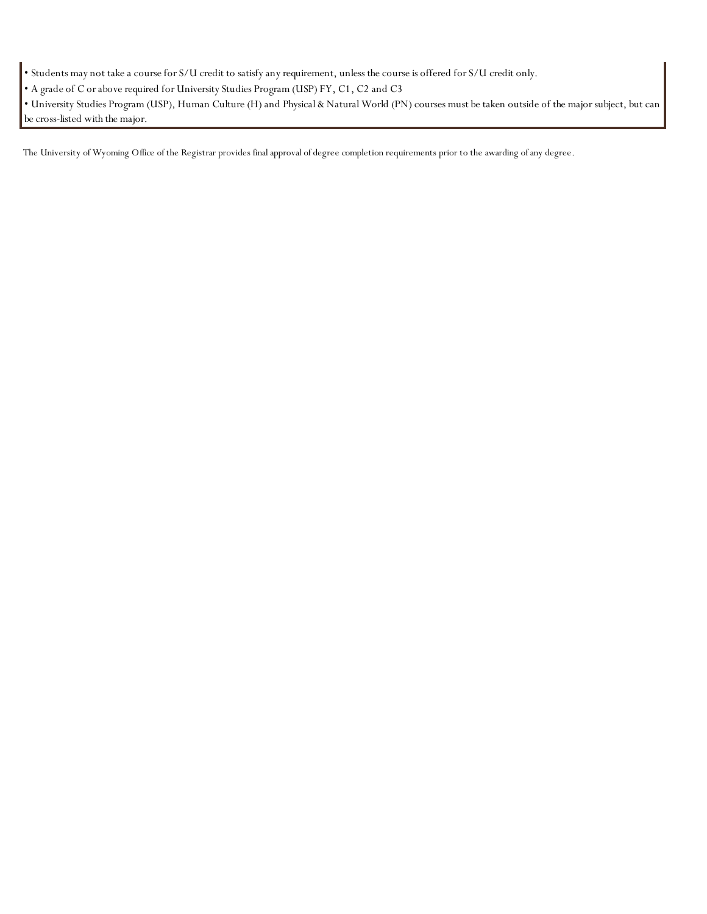- Students may not take a course for S/U credit to satisfy any requirement, unless the course is offered for S/U credit only.
- A grade of C or above required for University Studies Program (USP) FY, C1, C2 and C3
- University Studies Program (USP), Human Culture (H) and Physical & Natural World (PN) courses must be taken outside of the major subject, but can be cross-listed with the major.

The University of Wyoming Office of the Registrar provides final approval of degree completion requirements prior to the awarding of any degree.